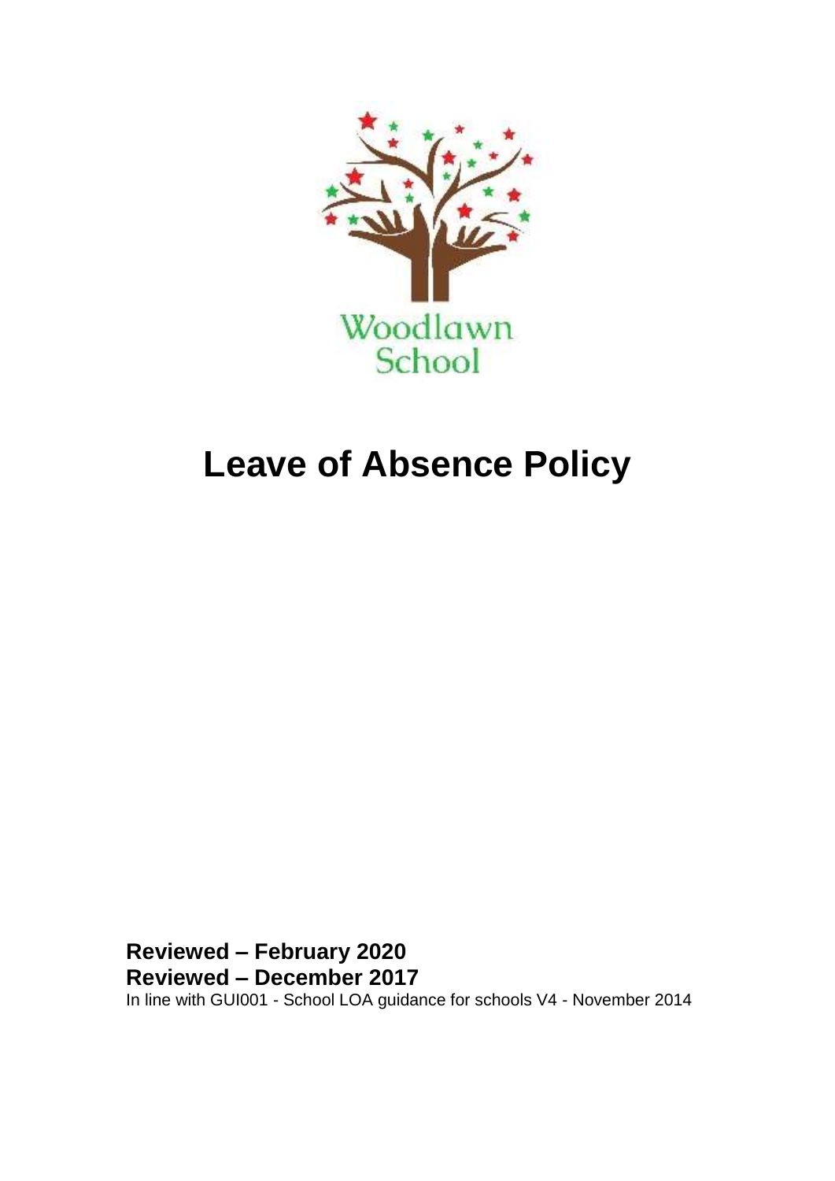Woodlawn School

# Leave of Absence Policy

**Reviewed – February 2020**
**Reviewed – December 2017**
In line with GUI001 - School LOA guidance for schools V4 - November 2014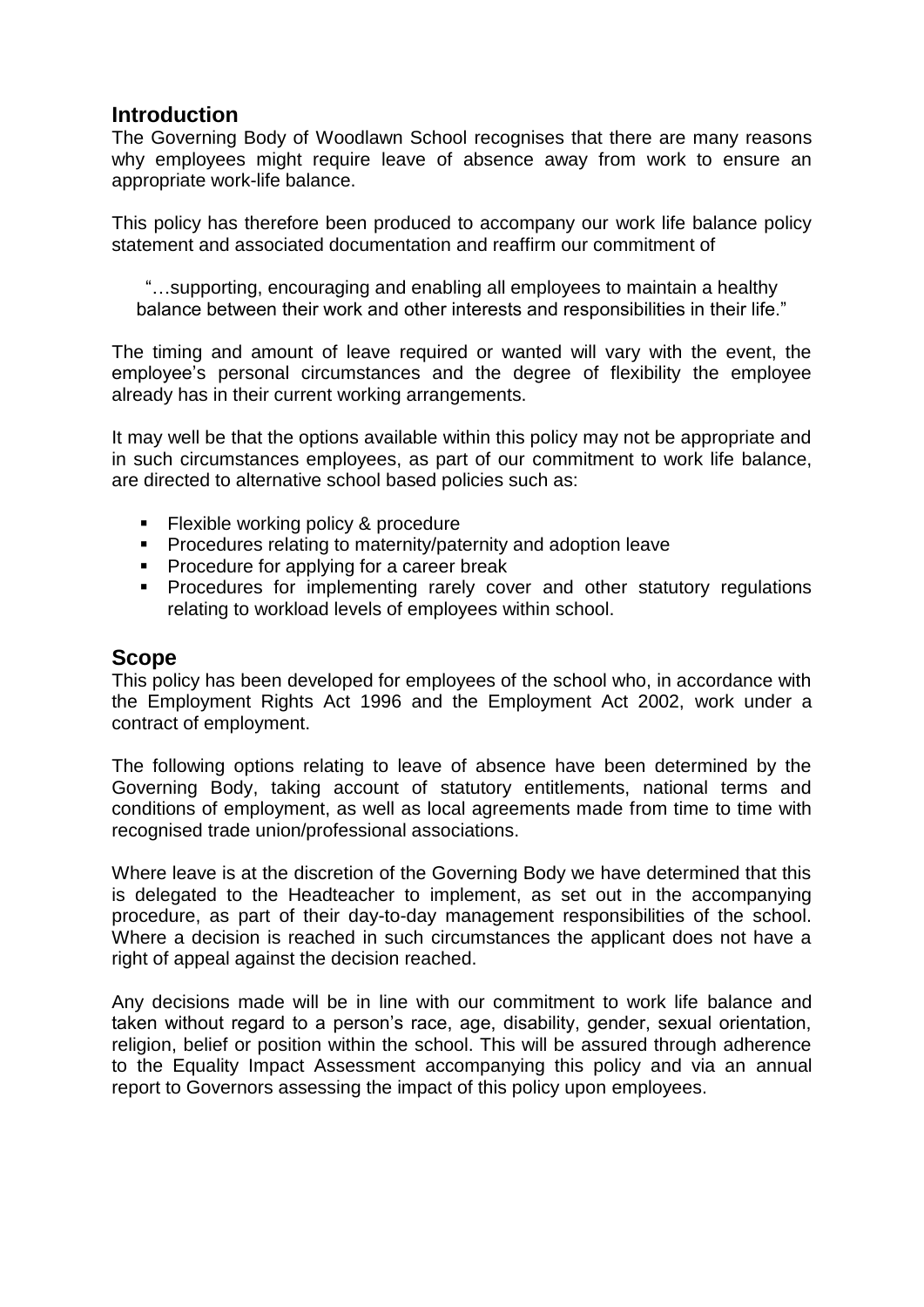## Introduction

The Governing Body of Woodlawn School recognises that there are many reasons why employees might require leave of absence away from work to ensure an appropriate work-life balance.

This policy has therefore been produced to accompany our work life balance policy statement and associated documentation and reaffirm our commitment of

> "…supporting, encouraging and enabling all employees to maintain a healthy balance between their work and other interests and responsibilities in their life."

The timing and amount of leave required or wanted will vary with the event, the employee's personal circumstances and the degree of flexibility the employee already has in their current working arrangements.

It may well be that the options available within this policy may not be appropriate and in such circumstances employees, as part of our commitment to work life balance, are directed to alternative school based policies such as:

- Flexible working policy & procedure
- Procedures relating to maternity/paternity and adoption leave
- Procedure for applying for a career break
- Procedures for implementing rarely cover and other statutory regulations relating to workload levels of employees within school.

## Scope

This policy has been developed for employees of the school who, in accordance with the Employment Rights Act 1996 and the Employment Act 2002, work under a contract of employment.

The following options relating to leave of absence have been determined by the Governing Body, taking account of statutory entitlements, national terms and conditions of employment, as well as local agreements made from time to time with recognised trade union/professional associations.

Where leave is at the discretion of the Governing Body we have determined that this is delegated to the Headteacher to implement, as set out in the accompanying procedure, as part of their day-to-day management responsibilities of the school. Where a decision is reached in such circumstances the applicant does not have a right of appeal against the decision reached.

Any decisions made will be in line with our commitment to work life balance and taken without regard to a person's race, age, disability, gender, sexual orientation, religion, belief or position within the school. This will be assured through adherence to the Equality Impact Assessment accompanying this policy and via an annual report to Governors assessing the impact of this policy upon employees.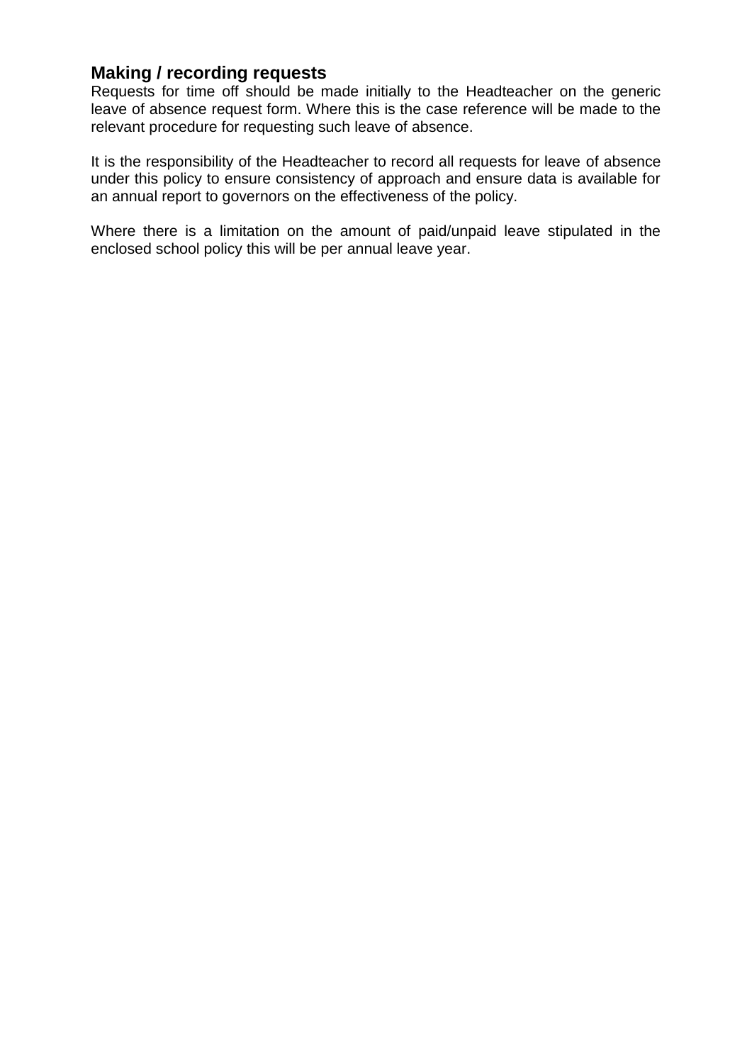### Making / recording requests

Requests for time off should be made initially to the Headteacher on the generic leave of absence request form. Where this is the case reference will be made to the relevant procedure for requesting such leave of absence.

It is the responsibility of the Headteacher to record all requests for leave of absence under this policy to ensure consistency of approach and ensure data is available for an annual report to governors on the effectiveness of the policy.

Where there is a limitation on the amount of paid/unpaid leave stipulated in the enclosed school policy this will be per annual leave year.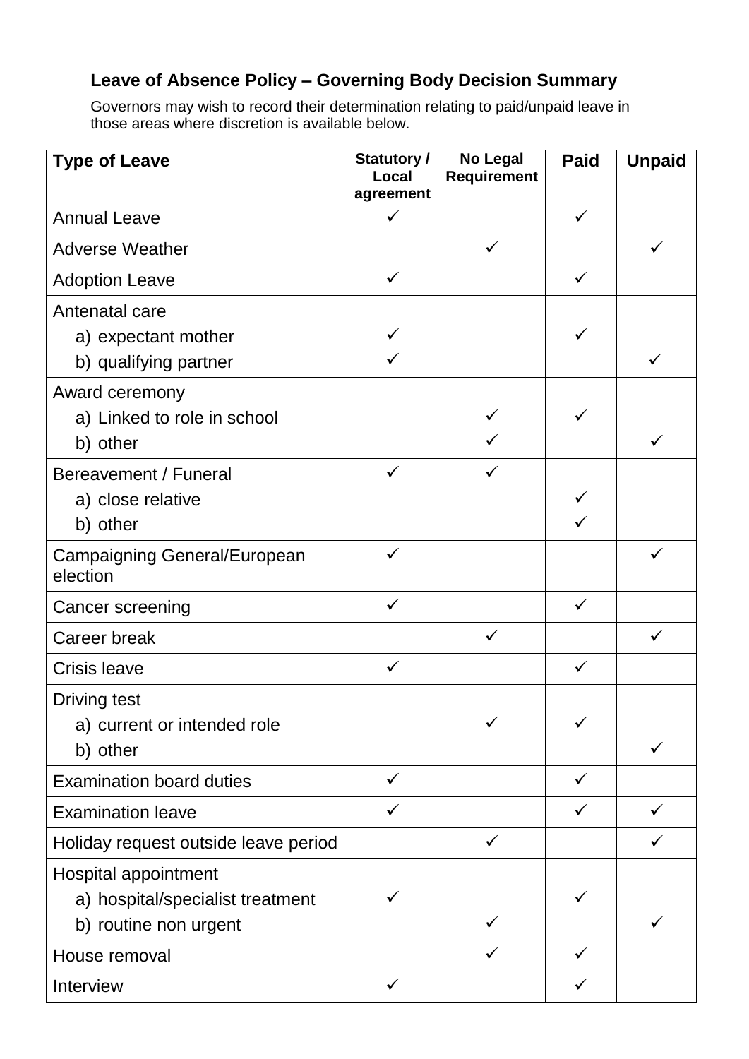### Leave of Absence Policy – Governing Body Decision Summary

Governors may wish to record their determination relating to paid/unpaid leave in those areas where discretion is available below.

| Type of Leave | Statutory / Local agreement | No Legal Requirement | Paid | Unpaid |
|---|---|---|---|---|
| Annual Leave | ✓ | | ✓ | |
| Adverse Weather | | ✓ | | ✓ |
| Adoption Leave | ✓ | | ✓ | |
| Antenatal care | | | | |
| a) expectant mother | ✓ | | ✓ | |
| b) qualifying partner | ✓ | | | ✓ |
| Award ceremony | | | | |
| a) Linked to role in school | | ✓ | ✓ | |
| b) other | | ✓ | | ✓ |
| Bereavement / Funeral | ✓ | ✓ | | |
| a) close relative | | | ✓ | |
| b) other | | | ✓ | |
| Campaigning General/European election | ✓ | | | ✓ |
| Cancer screening | ✓ | | ✓ | |
| Career break | | ✓ | | ✓ |
| Crisis leave | ✓ | | ✓ | |
| Driving test | | | | |
| a) current or intended role | | ✓ | ✓ | |
| b) other | | | | ✓ |
| Examination board duties | ✓ | | ✓ | |
| Examination leave | ✓ | | ✓ | ✓ |
| Holiday request outside leave period | | ✓ | | ✓ |
| Hospital appointment | | | | |
| a) hospital/specialist treatment | ✓ | | ✓ | |
| b) routine non urgent | | ✓ | | ✓ |
| House removal | | ✓ | ✓ | |
| Interview | ✓ | | ✓ | |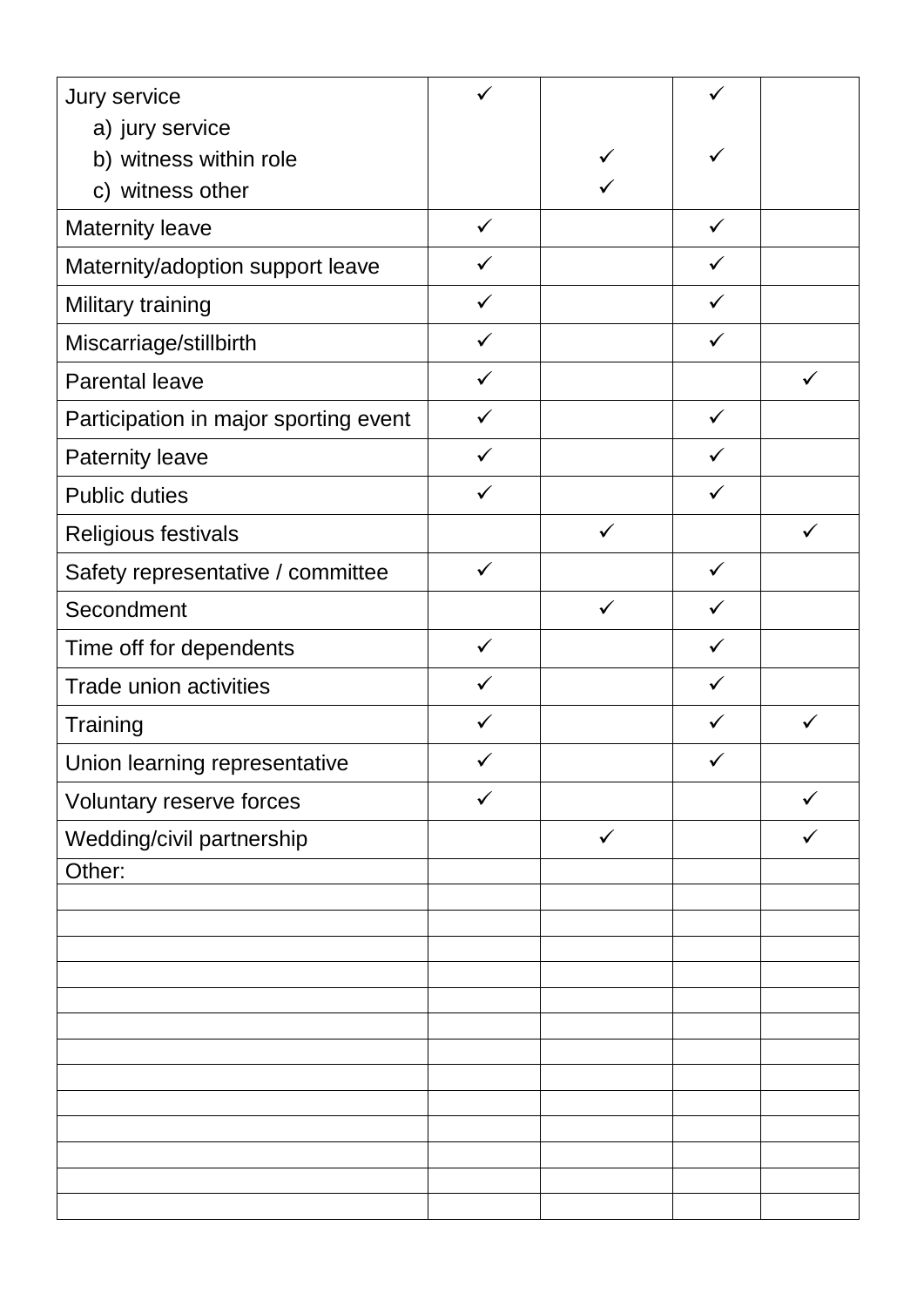| | | | | |
|---|---|---|---|---|
| Jury service | ✓ | | ✓ | |
| a) jury service | | | | |
| b) witness within role | | ✓ | ✓ | |
| c) witness other | | ✓ | | |
| Maternity leave | ✓ | | ✓ | |
| Maternity/adoption support leave | ✓ | | ✓ | |
| Military training | ✓ | | ✓ | |
| Miscarriage/stillbirth | ✓ | | ✓ | |
| Parental leave | ✓ | | | ✓ |
| Participation in major sporting event | ✓ | | ✓ | |
| Paternity leave | ✓ | | ✓ | |
| Public duties | ✓ | | ✓ | |
| Religious festivals | | ✓ | | ✓ |
| Safety representative / committee | ✓ | | ✓ | |
| Secondment | | ✓ | ✓ | |
| Time off for dependents | ✓ | | ✓ | |
| Trade union activities | ✓ | | ✓ | |
| Training | ✓ | | ✓ | ✓ |
| Union learning representative | ✓ | | ✓ | |
| Voluntary reserve forces | ✓ | | | ✓ |
| Wedding/civil partnership | | ✓ | | ✓ |
| Other: | | | | |
| | | | | |
| | | | | |
| | | | | |
| | | | | |
| | | | | |
| | | | | |
| | | | | |
| | | | | |
| | | | | |
| | | | | |
| | | | | |
| | | | | |
| | | | | |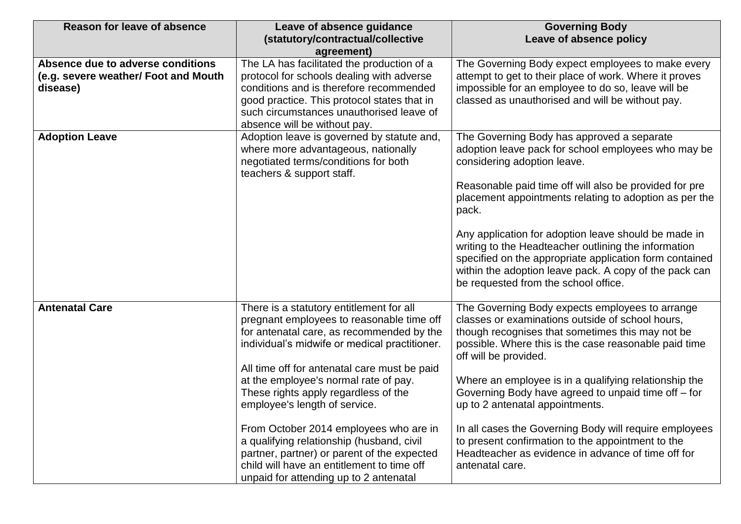| Reason for leave of absence | Leave of absence guidance (statutory/contractual/collective agreement) | Governing Body Leave of absence policy |
|---|---|---|
| **Absence due to adverse conditions (e.g. severe weather/ Foot and Mouth disease)** | The LA has facilitated the production of a protocol for schools dealing with adverse conditions and is therefore recommended good practice. This protocol states that in such circumstances unauthorised leave of absence will be without pay. | The Governing Body expect employees to make every attempt to get to their place of work. Where it proves impossible for an employee to do so, leave will be classed as unauthorised and will be without pay. |
| **Adoption Leave** | Adoption leave is governed by statute and, where more advantageous, nationally negotiated terms/conditions for both teachers & support staff. | The Governing Body has approved a separate adoption leave pack for school employees who may be considering adoption leave.<br><br>Reasonable paid time off will also be provided for pre placement appointments relating to adoption as per the pack.<br><br>Any application for adoption leave should be made in writing to the Headteacher outlining the information specified on the appropriate application form contained within the adoption leave pack. A copy of the pack can be requested from the school office. |
| **Antenatal Care** | There is a statutory entitlement for all pregnant employees to reasonable time off for antenatal care, as recommended by the individual's midwife or medical practitioner.<br><br>All time off for antenatal care must be paid at the employee's normal rate of pay. These rights apply regardless of the employee's length of service.<br><br>From October 2014 employees who are in a qualifying relationship (husband, civil partner, partner) or parent of the expected child will have an entitlement to time off unpaid for attending up to 2 antenatal | The Governing Body expects employees to arrange classes or examinations outside of school hours, though recognises that sometimes this may not be possible. Where this is the case reasonable paid time off will be provided.<br><br>Where an employee is in a qualifying relationship the Governing Body have agreed to unpaid time off – for up to 2 antenatal appointments.<br><br>In all cases the Governing Body will require employees to present confirmation to the appointment to the Headteacher as evidence in advance of time off for antenatal care. |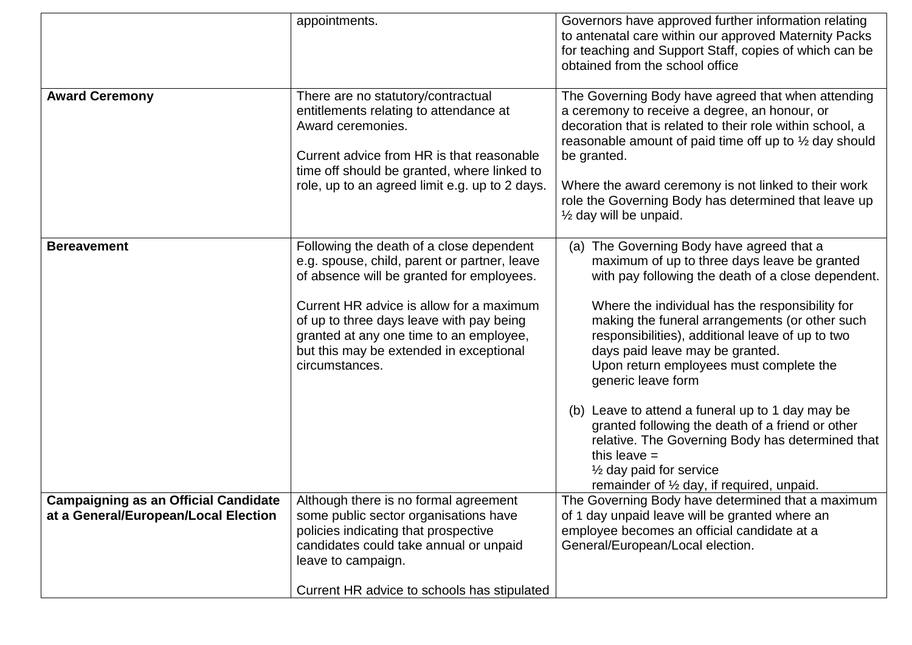| | | |
|---|---|---|
| | appointments. | Governors have approved further information relating to antenatal care within our approved Maternity Packs for teaching and Support Staff, copies of which can be obtained from the school office |
| **Award Ceremony** | There are no statutory/contractual entitlements relating to attendance at Award ceremonies.<br><br>Current advice from HR is that reasonable time off should be granted, where linked to role, up to an agreed limit e.g. up to 2 days. | The Governing Body have agreed that when attending a ceremony to receive a degree, an honour, or decoration that is related to their role within school, a reasonable amount of paid time off up to ½ day should be granted.<br><br>Where the award ceremony is not linked to their work role the Governing Body has determined that leave up ½ day will be unpaid. |
| **Bereavement** | Following the death of a close dependent e.g. spouse, child, parent or partner, leave of absence will be granted for employees.<br><br>Current HR advice is allow for a maximum of up to three days leave with pay being granted at any one time to an employee, but this may be extended in exceptional circumstances. | (a) The Governing Body have agreed that a maximum of up to three days leave be granted with pay following the death of a close dependent.<br><br>Where the individual has the responsibility for making the funeral arrangements (or other such responsibilities), additional leave of up to two days paid leave may be granted.<br>Upon return employees must complete the generic leave form<br><br>(b) Leave to attend a funeral up to 1 day may be granted following the death of a friend or other relative. The Governing Body has determined that this leave =<br>½ day paid for service<br>remainder of ½ day, if required, unpaid. |
| **Campaigning as an Official Candidate at a General/European/Local Election** | Although there is no formal agreement some public sector organisations have policies indicating that prospective candidates could take annual or unpaid leave to campaign.<br><br>Current HR advice to schools has stipulated | The Governing Body have determined that a maximum of 1 day unpaid leave will be granted where an employee becomes an official candidate at a General/European/Local election. |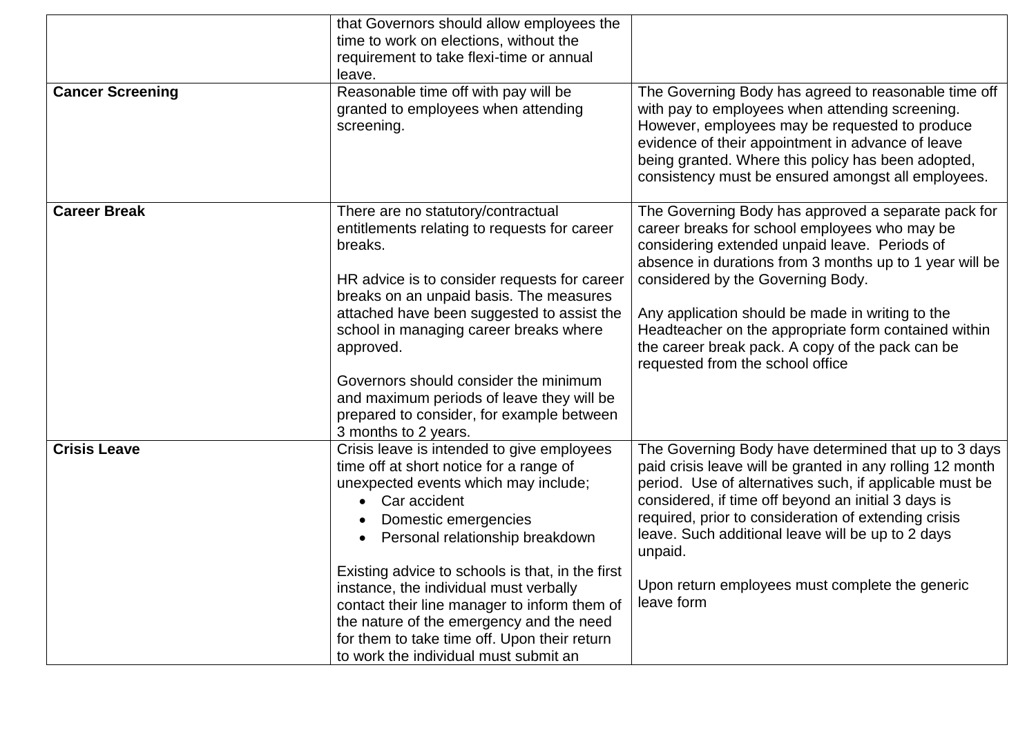| | | |
|---|---|---|
| | that Governors should allow employees the time to work on elections, without the requirement to take flexi-time or annual leave. | |
| **Cancer Screening** | Reasonable time off with pay will be granted to employees when attending screening. | The Governing Body has agreed to reasonable time off with pay to employees when attending screening. However, employees may be requested to produce evidence of their appointment in advance of leave being granted. Where this policy has been adopted, consistency must be ensured amongst all employees. |
| **Career Break** | There are no statutory/contractual entitlements relating to requests for career breaks.<br><br>HR advice is to consider requests for career breaks on an unpaid basis. The measures attached have been suggested to assist the school in managing career breaks where approved.<br><br>Governors should consider the minimum and maximum periods of leave they will be prepared to consider, for example between 3 months to 2 years. | The Governing Body has approved a separate pack for career breaks for school employees who may be considering extended unpaid leave. Periods of absence in durations from 3 months up to 1 year will be considered by the Governing Body.<br><br>Any application should be made in writing to the Headteacher on the appropriate form contained within the career break pack. A copy of the pack can be requested from the school office |
| **Crisis Leave** | Crisis leave is intended to give employees time off at short notice for a range of unexpected events which may include;<br>• Car accident<br>• Domestic emergencies<br>• Personal relationship breakdown<br><br>Existing advice to schools is that, in the first instance, the individual must verbally contact their line manager to inform them of the nature of the emergency and the need for them to take time off. Upon their return to work the individual must submit an | The Governing Body have determined that up to 3 days paid crisis leave will be granted in any rolling 12 month period. Use of alternatives such, if applicable must be considered, if time off beyond an initial 3 days is required, prior to consideration of extending crisis leave. Such additional leave will be up to 2 days unpaid.<br><br>Upon return employees must complete the generic leave form |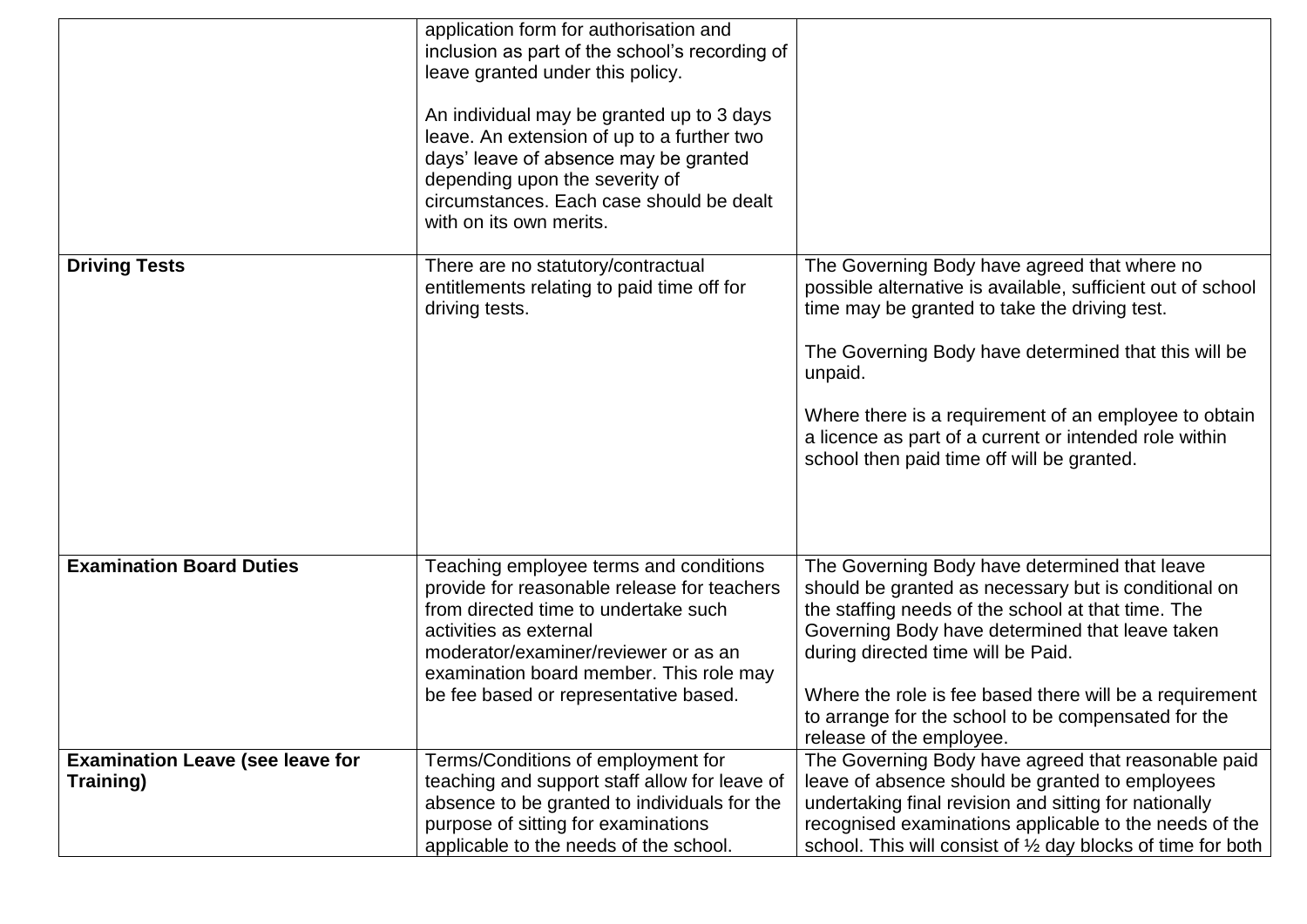| | | |
|---|---|---|
| | application form for authorisation and inclusion as part of the school's recording of leave granted under this policy.<br><br>An individual may be granted up to 3 days leave. An extension of up to a further two days' leave of absence may be granted depending upon the severity of circumstances. Each case should be dealt with on its own merits. | |
| **Driving Tests** | There are no statutory/contractual entitlements relating to paid time off for driving tests. | The Governing Body have agreed that where no possible alternative is available, sufficient out of school time may be granted to take the driving test.<br><br>The Governing Body have determined that this will be unpaid.<br><br>Where there is a requirement of an employee to obtain a licence as part of a current or intended role within school then paid time off will be granted. |
| **Examination Board Duties** | Teaching employee terms and conditions provide for reasonable release for teachers from directed time to undertake such activities as external moderator/examiner/reviewer or as an examination board member. This role may be fee based or representative based. | The Governing Body have determined that leave should be granted as necessary but is conditional on the staffing needs of the school at that time. The Governing Body have determined that leave taken during directed time will be Paid.<br><br>Where the role is fee based there will be a requirement to arrange for the school to be compensated for the release of the employee. |
| **Examination Leave (see leave for Training)** | Terms/Conditions of employment for teaching and support staff allow for leave of absence to be granted to individuals for the purpose of sitting for examinations applicable to the needs of the school. | The Governing Body have agreed that reasonable paid leave of absence should be granted to employees undertaking final revision and sitting for nationally recognised examinations applicable to the needs of the school. This will consist of ½ day blocks of time for both |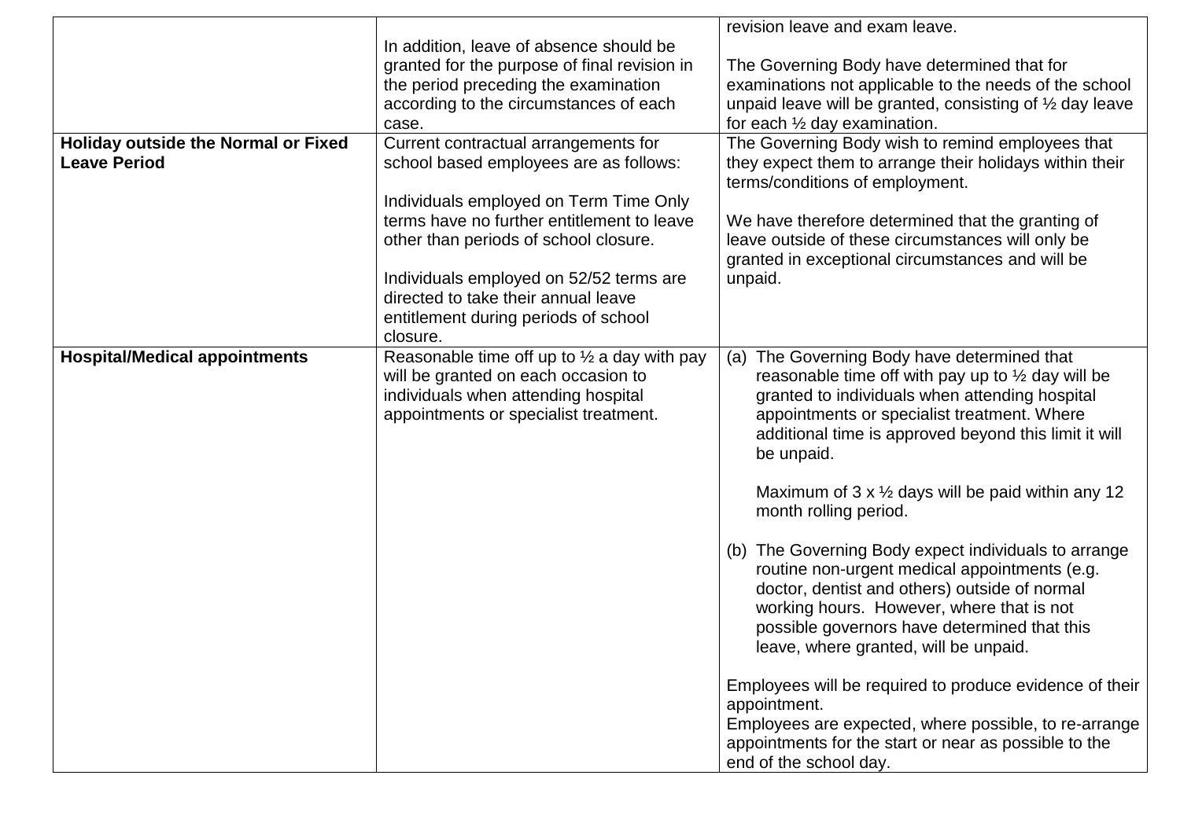| | | |
|---|---|---|
| | In addition, leave of absence should be granted for the purpose of final revision in the period preceding the examination according to the circumstances of each case. | revision leave and exam leave.<br><br>The Governing Body have determined that for examinations not applicable to the needs of the school unpaid leave will be granted, consisting of ½ day leave for each ½ day examination. |
| **Holiday outside the Normal or Fixed Leave Period** | Current contractual arrangements for school based employees are as follows:<br><br>Individuals employed on Term Time Only terms have no further entitlement to leave other than periods of school closure.<br><br>Individuals employed on 52/52 terms are directed to take their annual leave entitlement during periods of school closure. | The Governing Body wish to remind employees that they expect them to arrange their holidays within their terms/conditions of employment.<br><br>We have therefore determined that the granting of leave outside of these circumstances will only be granted in exceptional circumstances and will be unpaid. |
| **Hospital/Medical appointments** | Reasonable time off up to ½ a day with pay will be granted on each occasion to individuals when attending hospital appointments or specialist treatment. | (a) The Governing Body have determined that reasonable time off with pay up to ½ day will be granted to individuals when attending hospital appointments or specialist treatment. Where additional time is approved beyond this limit it will be unpaid.<br><br>Maximum of 3 x ½ days will be paid within any 12 month rolling period.<br><br>(b) The Governing Body expect individuals to arrange routine non-urgent medical appointments (e.g. doctor, dentist and others) outside of normal working hours. However, where that is not possible governors have determined that this leave, where granted, will be unpaid.<br><br>Employees will be required to produce evidence of their appointment.<br>Employees are expected, where possible, to re-arrange appointments for the start or near as possible to the end of the school day. |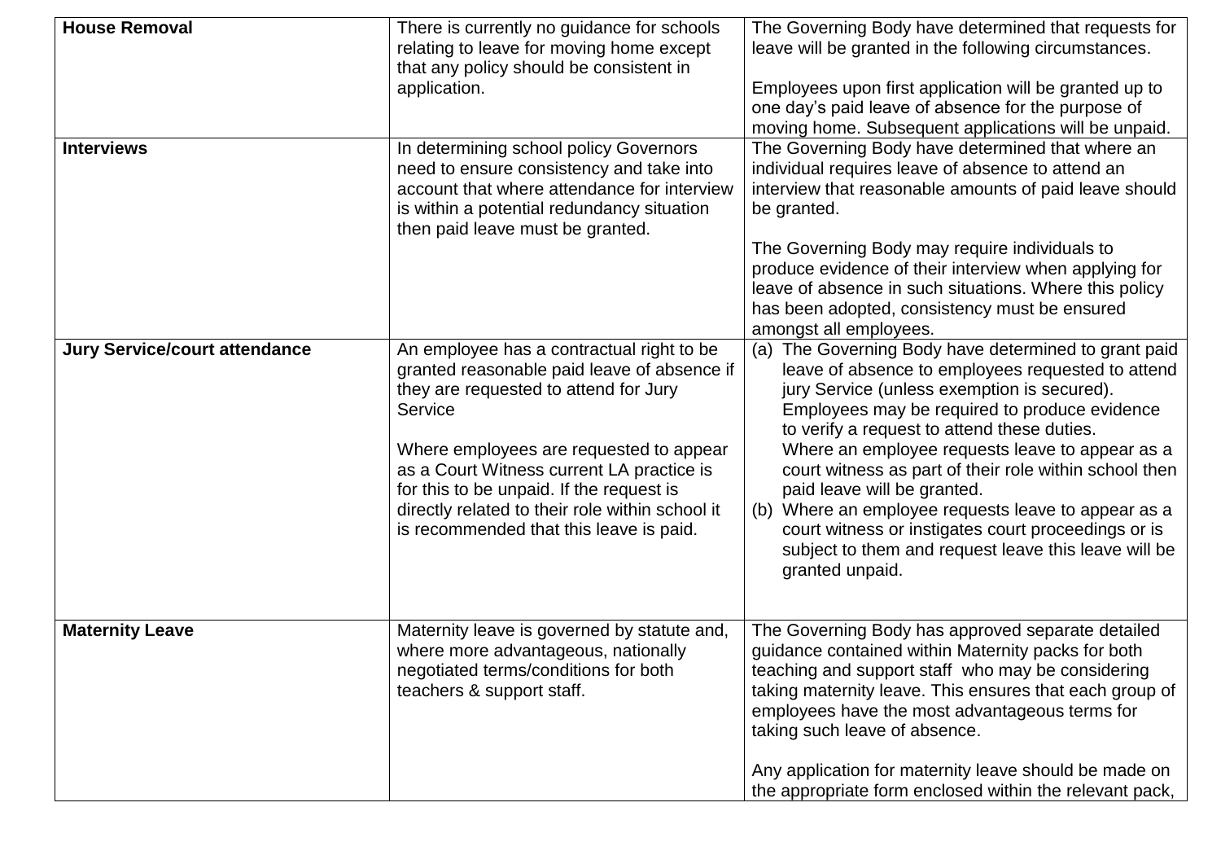| | | |
|---|---|---|
| **House Removal** | There is currently no guidance for schools relating to leave for moving home except that any policy should be consistent in application. | The Governing Body have determined that requests for leave will be granted in the following circumstances.<br><br>Employees upon first application will be granted up to one day's paid leave of absence for the purpose of moving home. Subsequent applications will be unpaid. |
| **Interviews** | In determining school policy Governors need to ensure consistency and take into account that where attendance for interview is within a potential redundancy situation then paid leave must be granted. | The Governing Body have determined that where an individual requires leave of absence to attend an interview that reasonable amounts of paid leave should be granted.<br><br>The Governing Body may require individuals to produce evidence of their interview when applying for leave of absence in such situations. Where this policy has been adopted, consistency must be ensured amongst all employees. |
| **Jury Service/court attendance** | An employee has a contractual right to be granted reasonable paid leave of absence if they are requested to attend for Jury Service<br><br>Where employees are requested to appear as a Court Witness current LA practice is for this to be unpaid. If the request is directly related to their role within school it is recommended that this leave is paid. | (a) The Governing Body have determined to grant paid leave of absence to employees requested to attend jury Service (unless exemption is secured). Employees may be required to produce evidence to verify a request to attend these duties. Where an employee requests leave to appear as a court witness as part of their role within school then paid leave will be granted.<br>(b) Where an employee requests leave to appear as a court witness or instigates court proceedings or is subject to them and request leave this leave will be granted unpaid. |
| **Maternity Leave** | Maternity leave is governed by statute and, where more advantageous, nationally negotiated terms/conditions for both teachers & support staff. | The Governing Body has approved separate detailed guidance contained within Maternity packs for both teaching and support staff who may be considering taking maternity leave. This ensures that each group of employees have the most advantageous terms for taking such leave of absence.<br><br>Any application for maternity leave should be made on the appropriate form enclosed within the relevant pack, |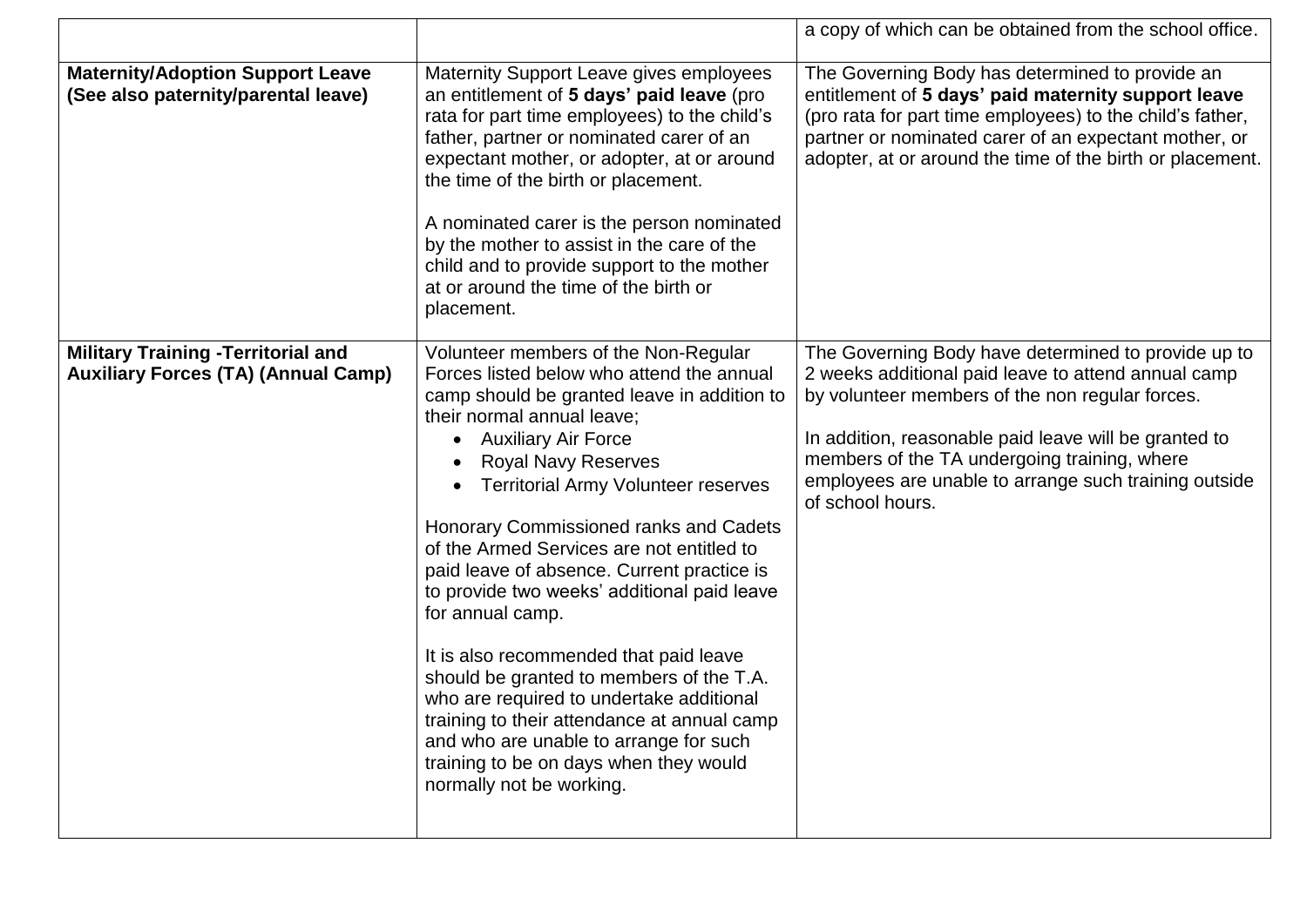| | | |
|---|---|---|
| | | a copy of which can be obtained from the school office. |
| **Maternity/Adoption Support Leave (See also paternity/parental leave)** | Maternity Support Leave gives employees an entitlement of **5 days' paid leave** (pro rata for part time employees) to the child's father, partner or nominated carer of an expectant mother, or adopter, at or around the time of the birth or placement.<br><br>A nominated carer is the person nominated by the mother to assist in the care of the child and to provide support to the mother at or around the time of the birth or placement. | The Governing Body has determined to provide an entitlement of **5 days' paid maternity support leave** (pro rata for part time employees) to the child's father, partner or nominated carer of an expectant mother, or adopter, at or around the time of the birth or placement. |
| **Military Training -Territorial and Auxiliary Forces (TA) (Annual Camp)** | Volunteer members of the Non-Regular Forces listed below who attend the annual camp should be granted leave in addition to their normal annual leave;<br>• Auxiliary Air Force<br>• Royal Navy Reserves<br>• Territorial Army Volunteer reserves<br><br>Honorary Commissioned ranks and Cadets of the Armed Services are not entitled to paid leave of absence. Current practice is to provide two weeks' additional paid leave for annual camp.<br><br>It is also recommended that paid leave should be granted to members of the T.A. who are required to undertake additional training to their attendance at annual camp and who are unable to arrange for such training to be on days when they would normally not be working. | The Governing Body have determined to provide up to 2 weeks additional paid leave to attend annual camp by volunteer members of the non regular forces.<br><br>In addition, reasonable paid leave will be granted to members of the TA undergoing training, where employees are unable to arrange such training outside of school hours. |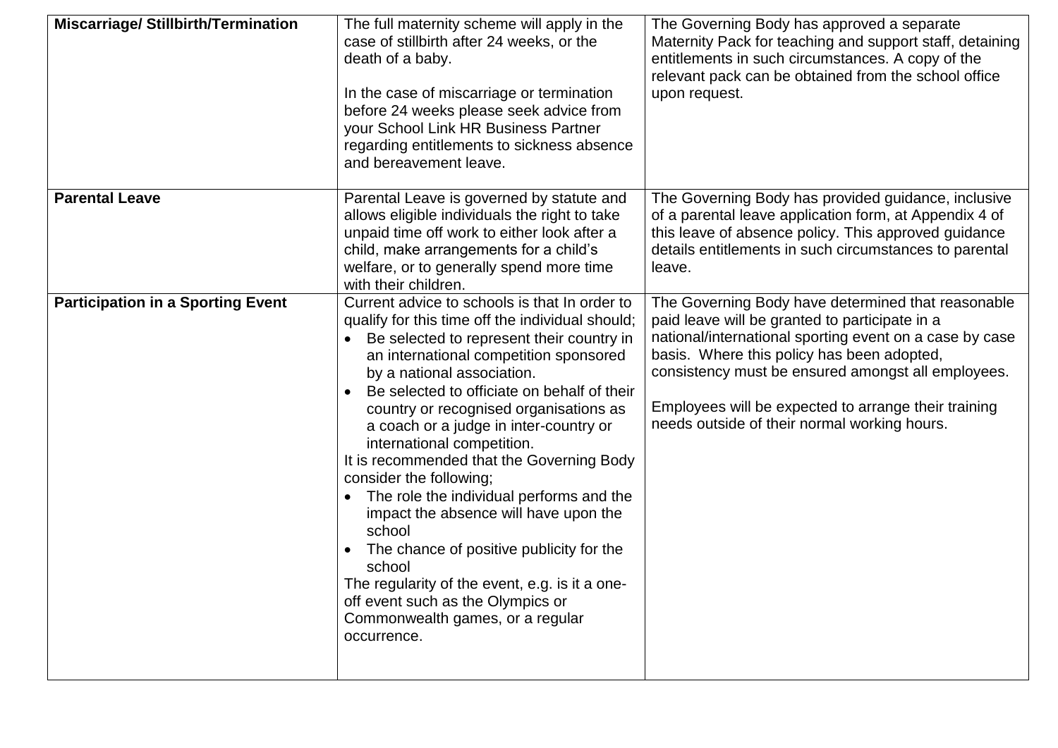| **Miscarriage/ Stillbirth/Termination** | The full maternity scheme will apply in the case of stillbirth after 24 weeks, or the death of a baby.<br><br>In the case of miscarriage or termination before 24 weeks please seek advice from your School Link HR Business Partner regarding entitlements to sickness absence and bereavement leave. | The Governing Body has approved a separate Maternity Pack for teaching and support staff, detaining entitlements in such circumstances. A copy of the relevant pack can be obtained from the school office upon request. |
|---|---|---|
| **Parental Leave** | Parental Leave is governed by statute and allows eligible individuals the right to take unpaid time off work to either look after a child, make arrangements for a child's welfare, or to generally spend more time with their children. | The Governing Body has provided guidance, inclusive of a parental leave application form, at Appendix 4 of this leave of absence policy. This approved guidance details entitlements in such circumstances to parental leave. |
| **Participation in a Sporting Event** | Current advice to schools is that In order to qualify for this time off the individual should;<br>• Be selected to represent their country in an international competition sponsored by a national association.<br>• Be selected to officiate on behalf of their country or recognised organisations as a coach or a judge in inter-country or international competition.<br>It is recommended that the Governing Body consider the following;<br>• The role the individual performs and the impact the absence will have upon the school<br>• The chance of positive publicity for the school<br>The regularity of the event, e.g. is it a one-off event such as the Olympics or Commonwealth games, or a regular occurrence. | The Governing Body have determined that reasonable paid leave will be granted to participate in a national/international sporting event on a case by case basis. Where this policy has been adopted, consistency must be ensured amongst all employees.<br><br>Employees will be expected to arrange their training needs outside of their normal working hours. |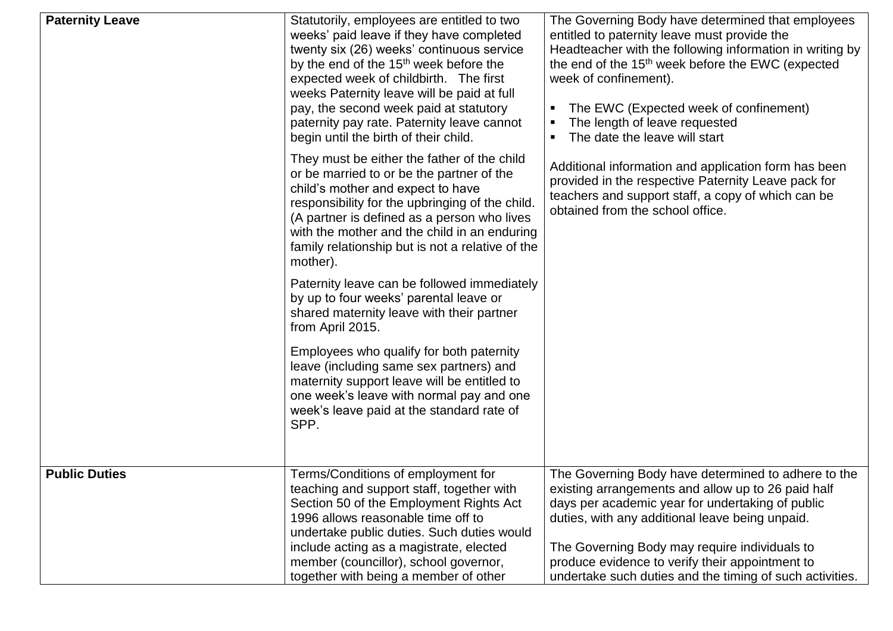| | | |
|---|---|---|
| **Paternity Leave** | Statutorily, employees are entitled to two weeks' paid leave if they have completed twenty six (26) weeks' continuous service by the end of the 15th week before the expected week of childbirth. The first weeks Paternity leave will be paid at full pay, the second week paid at statutory paternity pay rate. Paternity leave cannot begin until the birth of their child.<br><br>They must be either the father of the child or be married to or be the partner of the child's mother and expect to have responsibility for the upbringing of the child. (A partner is defined as a person who lives with the mother and the child in an enduring family relationship but is not a relative of the mother).<br><br>Paternity leave can be followed immediately by up to four weeks' parental leave or shared maternity leave with their partner from April 2015.<br><br>Employees who qualify for both paternity leave (including same sex partners) and maternity support leave will be entitled to one week's leave with normal pay and one week's leave paid at the standard rate of SPP. | The Governing Body have determined that employees entitled to paternity leave must provide the Headteacher with the following information in writing by the end of the 15th week before the EWC (expected week of confinement).<br><br>▪ The EWC (Expected week of confinement)<br>▪ The length of leave requested<br>▪ The date the leave will start<br><br>Additional information and application form has been provided in the respective Paternity Leave pack for teachers and support staff, a copy of which can be obtained from the school office. |
| **Public Duties** | Terms/Conditions of employment for teaching and support staff, together with Section 50 of the Employment Rights Act 1996 allows reasonable time off to undertake public duties. Such duties would include acting as a magistrate, elected member (councillor), school governor, together with being a member of other | The Governing Body have determined to adhere to the existing arrangements and allow up to 26 paid half days per academic year for undertaking of public duties, with any additional leave being unpaid.<br><br>The Governing Body may require individuals to produce evidence to verify their appointment to undertake such duties and the timing of such activities. |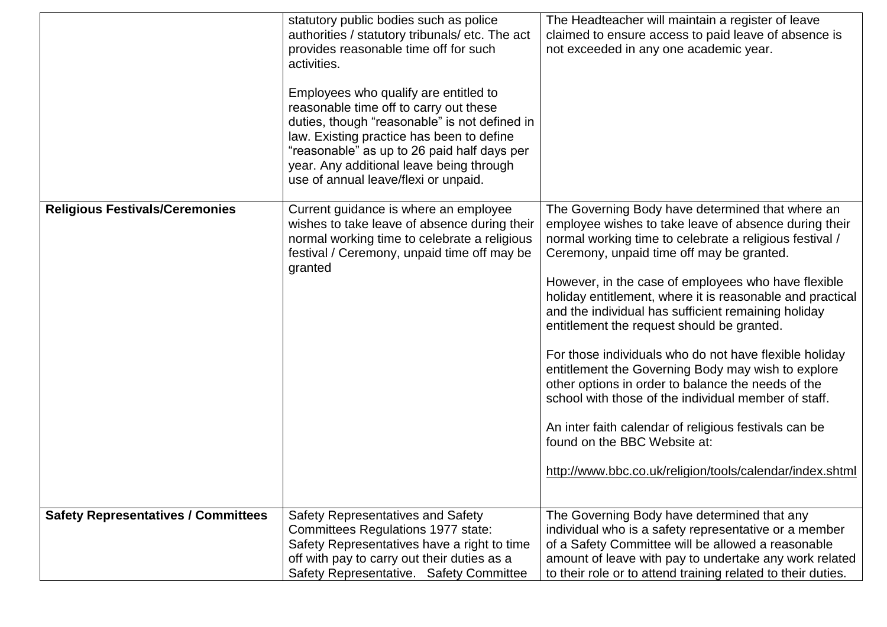| | | |
|---|---|---|
| | statutory public bodies such as police authorities / statutory tribunals/ etc. The act provides reasonable time off for such activities.<br><br>Employees who qualify are entitled to reasonable time off to carry out these duties, though “reasonable” is not defined in law. Existing practice has been to define “reasonable” as up to 26 paid half days per year. Any additional leave being through use of annual leave/flexi or unpaid. | The Headteacher will maintain a register of leave claimed to ensure access to paid leave of absence is not exceeded in any one academic year. |
| **Religious Festivals/Ceremonies** | Current guidance is where an employee wishes to take leave of absence during their normal working time to celebrate a religious festival / Ceremony, unpaid time off may be granted | The Governing Body have determined that where an employee wishes to take leave of absence during their normal working time to celebrate a religious festival / Ceremony, unpaid time off may be granted.<br><br>However, in the case of employees who have flexible holiday entitlement, where it is reasonable and practical and the individual has sufficient remaining holiday entitlement the request should be granted.<br><br>For those individuals who do not have flexible holiday entitlement the Governing Body may wish to explore other options in order to balance the needs of the school with those of the individual member of staff.<br><br>An inter faith calendar of religious festivals can be found on the BBC Website at:<br><br>http://www.bbc.co.uk/religion/tools/calendar/index.shtml |
| **Safety Representatives / Committees** | Safety Representatives and Safety Committees Regulations 1977 state: Safety Representatives have a right to time off with pay to carry out their duties as a Safety Representative. Safety Committee | The Governing Body have determined that any individual who is a safety representative or a member of a Safety Committee will be allowed a reasonable amount of leave with pay to undertake any work related to their role or to attend training related to their duties. |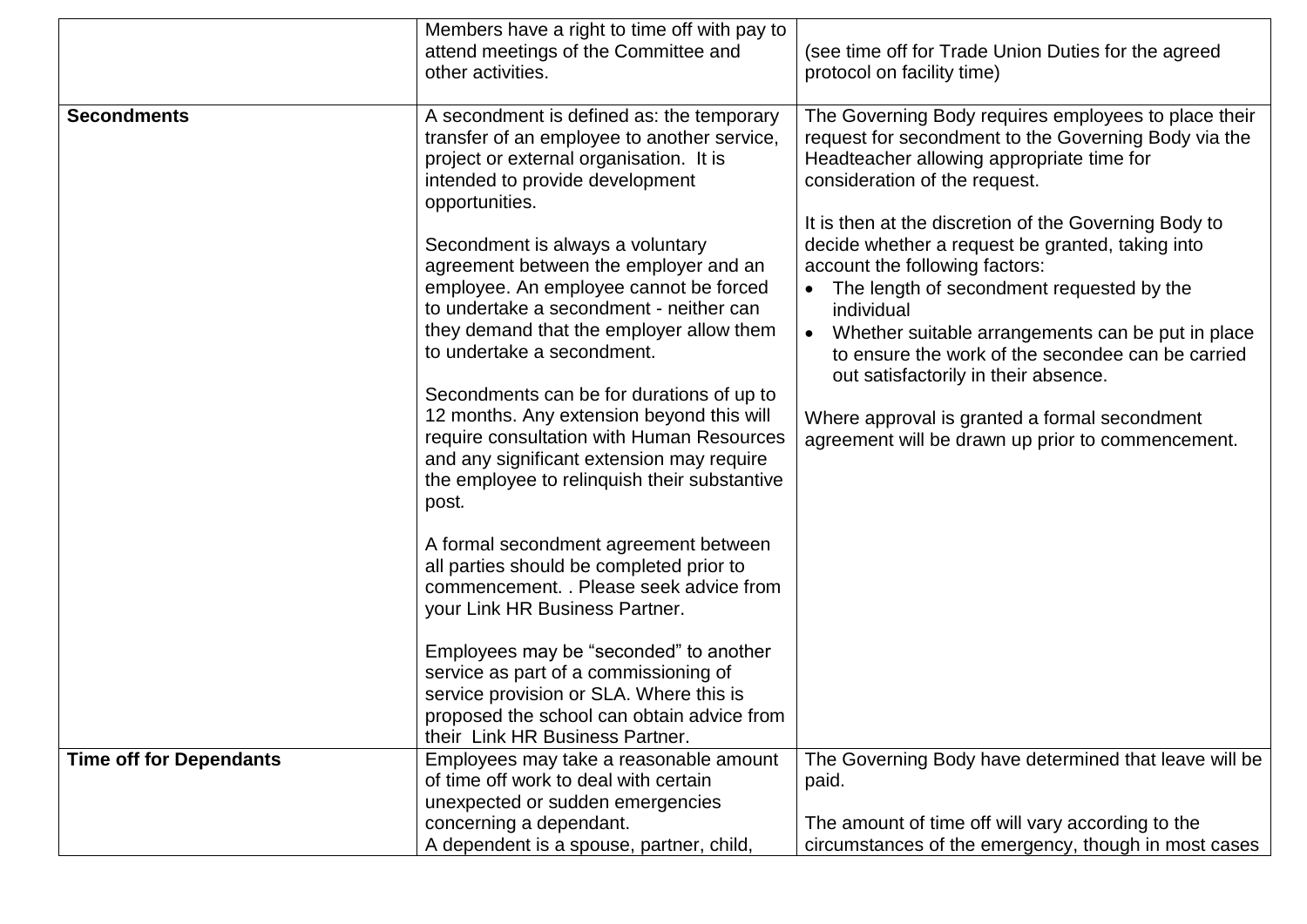| | | |
|---|---|---|
| | Members have a right to time off with pay to attend meetings of the Committee and other activities. | (see time off for Trade Union Duties for the agreed protocol on facility time) |
| **Secondments** | A secondment is defined as: the temporary transfer of an employee to another service, project or external organisation. It is intended to provide development opportunities.<br><br>Secondment is always a voluntary agreement between the employer and an employee. An employee cannot be forced to undertake a secondment - neither can they demand that the employer allow them to undertake a secondment.<br><br>Secondments can be for durations of up to 12 months. Any extension beyond this will require consultation with Human Resources and any significant extension may require the employee to relinquish their substantive post.<br><br>A formal secondment agreement between all parties should be completed prior to commencement. . Please seek advice from your Link HR Business Partner.<br><br>Employees may be "seconded" to another service as part of a commissioning of service provision or SLA. Where this is proposed the school can obtain advice from their Link HR Business Partner. | The Governing Body requires employees to place their request for secondment to the Governing Body via the Headteacher allowing appropriate time for consideration of the request.<br><br>It is then at the discretion of the Governing Body to decide whether a request be granted, taking into account the following factors:<br>• The length of secondment requested by the individual<br>• Whether suitable arrangements can be put in place to ensure the work of the secondee can be carried out satisfactorily in their absence.<br><br>Where approval is granted a formal secondment agreement will be drawn up prior to commencement. |
| **Time off for Dependants** | Employees may take a reasonable amount of time off work to deal with certain unexpected or sudden emergencies concerning a dependant.<br>A dependent is a spouse, partner, child, | The Governing Body have determined that leave will be paid.<br><br>The amount of time off will vary according to the circumstances of the emergency, though in most cases |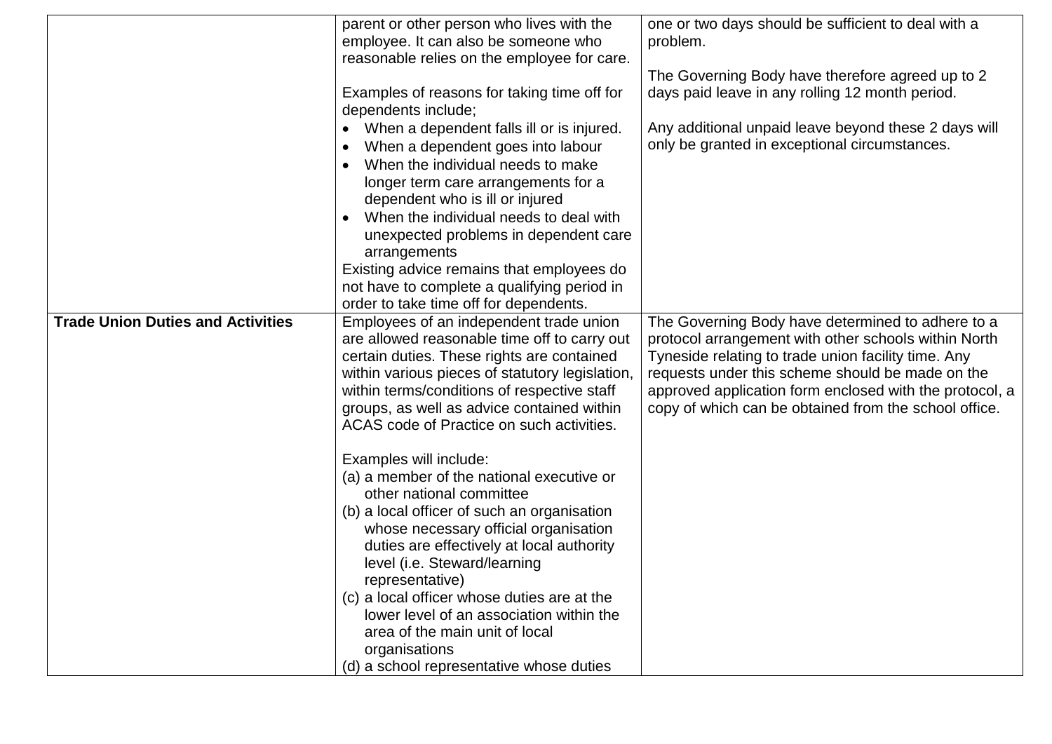| | | |
|---|---|---|
| | parent or other person who lives with the employee. It can also be someone who reasonable relies on the employee for care.<br><br>Examples of reasons for taking time off for dependents include;<br>• When a dependent falls ill or is injured.<br>• When a dependent goes into labour<br>• When the individual needs to make longer term care arrangements for a dependent who is ill or injured<br>• When the individual needs to deal with unexpected problems in dependent care arrangements<br>Existing advice remains that employees do not have to complete a qualifying period in order to take time off for dependents. | one or two days should be sufficient to deal with a problem.<br><br>The Governing Body have therefore agreed up to 2 days paid leave in any rolling 12 month period.<br><br>Any additional unpaid leave beyond these 2 days will only be granted in exceptional circumstances. |
| **Trade Union Duties and Activities** | Employees of an independent trade union are allowed reasonable time off to carry out certain duties. These rights are contained within various pieces of statutory legislation, within terms/conditions of respective staff groups, as well as advice contained within ACAS code of Practice on such activities.<br><br>Examples will include:<br>(a) a member of the national executive or other national committee<br>(b) a local officer of such an organisation whose necessary official organisation duties are effectively at local authority level (i.e. Steward/learning representative)<br>(c) a local officer whose duties are at the lower level of an association within the area of the main unit of local organisations<br>(d) a school representative whose duties | The Governing Body have determined to adhere to a protocol arrangement with other schools within North Tyneside relating to trade union facility time. Any requests under this scheme should be made on the approved application form enclosed with the protocol, a copy of which can be obtained from the school office. |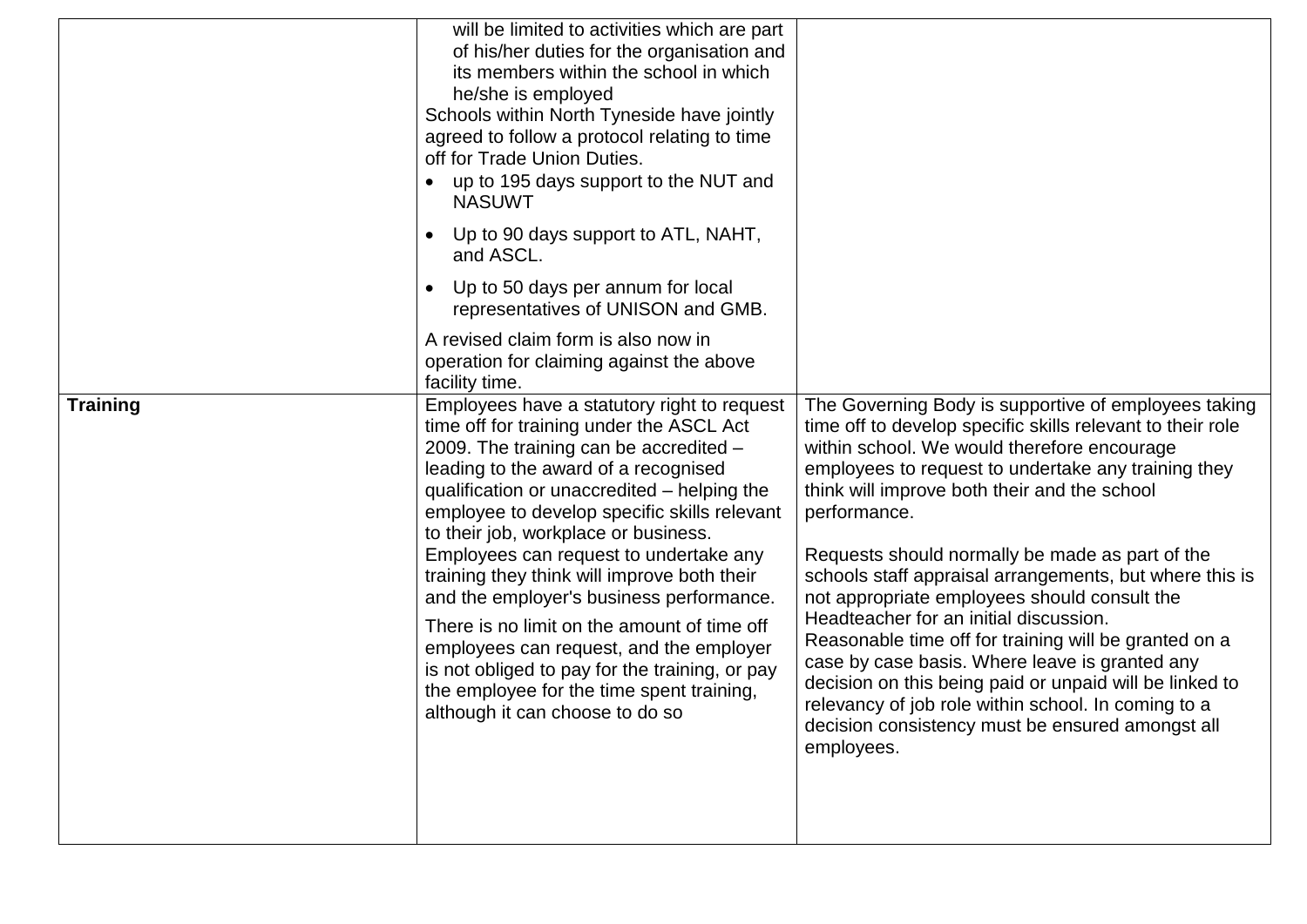| | | |
|---|---|---|
| | will be limited to activities which are part of his/her duties for the organisation and its members within the school in which he/she is employed<br>Schools within North Tyneside have jointly agreed to follow a protocol relating to time off for Trade Union Duties.<br>• up to 195 days support to the NUT and NASUWT<br>• Up to 90 days support to ATL, NAHT, and ASCL.<br>• Up to 50 days per annum for local representatives of UNISON and GMB.<br>A revised claim form is also now in operation for claiming against the above facility time. | |
| **Training** | Employees have a statutory right to request time off for training under the ASCL Act 2009. The training can be accredited – leading to the award of a recognised qualification or unaccredited – helping the employee to develop specific skills relevant to their job, workplace or business. Employees can request to undertake any training they think will improve both their and the employer's business performance.<br>There is no limit on the amount of time off employees can request, and the employer is not obliged to pay for the training, or pay the employee for the time spent training, although it can choose to do so | The Governing Body is supportive of employees taking time off to develop specific skills relevant to their role within school. We would therefore encourage employees to request to undertake any training they think will improve both their and the school performance.<br>Requests should normally be made as part of the schools staff appraisal arrangements, but where this is not appropriate employees should consult the Headteacher for an initial discussion.<br>Reasonable time off for training will be granted on a case by case basis. Where leave is granted any decision on this being paid or unpaid will be linked to relevancy of job role within school. In coming to a decision consistency must be ensured amongst all employees. |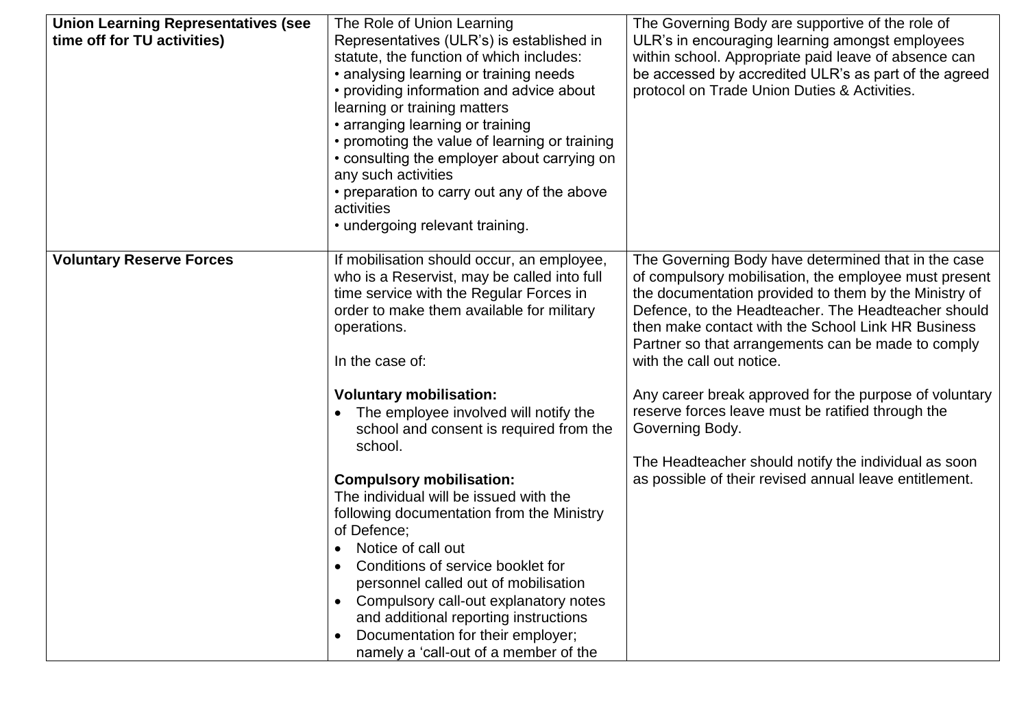| | | |
|---|---|---|
| **Union Learning Representatives (see time off for TU activities)** | The Role of Union Learning Representatives (ULR's) is established in statute, the function of which includes:<br>• analysing learning or training needs<br>• providing information and advice about learning or training matters<br>• arranging learning or training<br>• promoting the value of learning or training<br>• consulting the employer about carrying on any such activities<br>• preparation to carry out any of the above activities<br>• undergoing relevant training. | The Governing Body are supportive of the role of ULR's in encouraging learning amongst employees within school. Appropriate paid leave of absence can be accessed by accredited ULR's as part of the agreed protocol on Trade Union Duties & Activities. |
| **Voluntary Reserve Forces** | If mobilisation should occur, an employee, who is a Reservist, may be called into full time service with the Regular Forces in order to make them available for military operations.<br><br>In the case of:<br><br>**Voluntary mobilisation:**<br>• The employee involved will notify the school and consent is required from the school.<br><br>**Compulsory mobilisation:**<br>The individual will be issued with the following documentation from the Ministry of Defence;<br>• Notice of call out<br>• Conditions of service booklet for personnel called out of mobilisation<br>• Compulsory call-out explanatory notes and additional reporting instructions<br>• Documentation for their employer; namely a 'call-out of a member of the | The Governing Body have determined that in the case of compulsory mobilisation, the employee must present the documentation provided to them by the Ministry of Defence, to the Headteacher. The Headteacher should then make contact with the School Link HR Business Partner so that arrangements can be made to comply with the call out notice.<br><br>Any career break approved for the purpose of voluntary reserve forces leave must be ratified through the Governing Body.<br><br>The Headteacher should notify the individual as soon as possible of their revised annual leave entitlement. |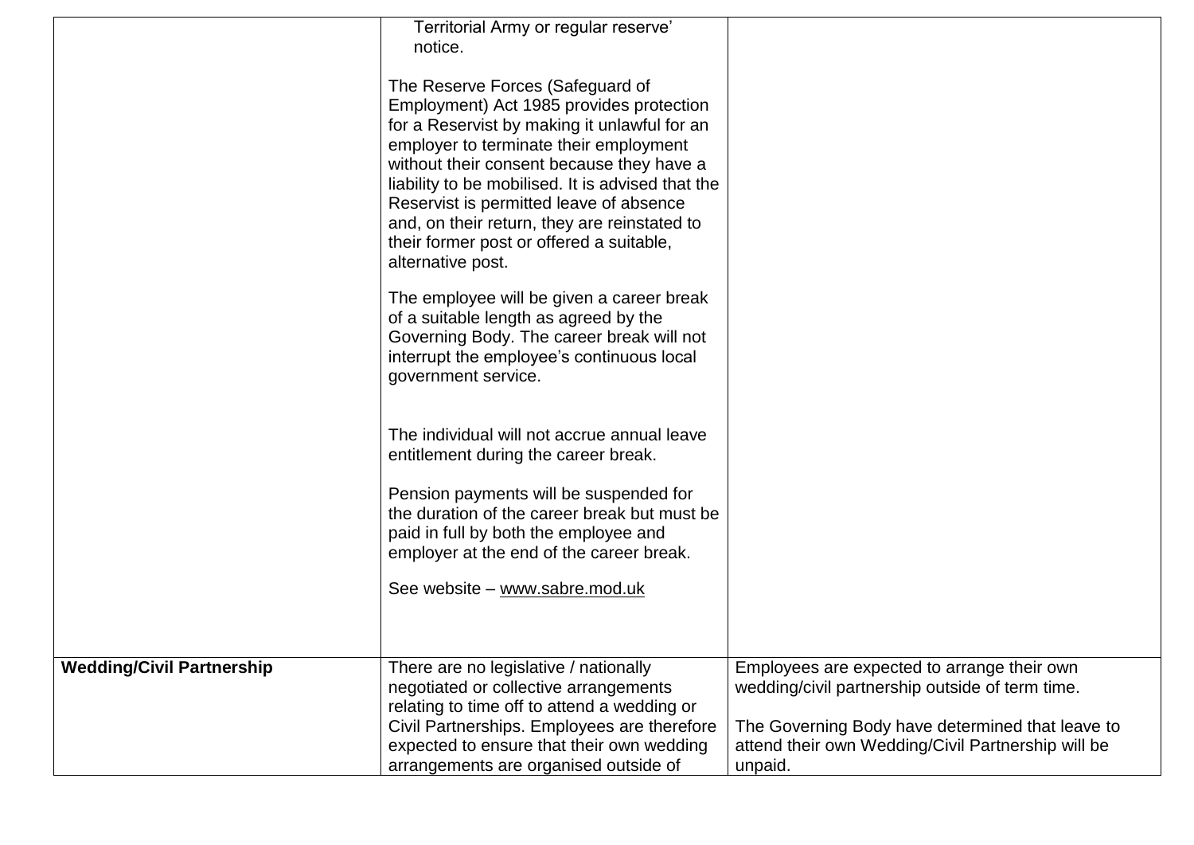| | | |
|---|---|---|
| | Territorial Army or regular reserve' notice.<br><br>The Reserve Forces (Safeguard of Employment) Act 1985 provides protection for a Reservist by making it unlawful for an employer to terminate their employment without their consent because they have a liability to be mobilised. It is advised that the Reservist is permitted leave of absence and, on their return, they are reinstated to their former post or offered a suitable, alternative post.<br><br>The employee will be given a career break of a suitable length as agreed by the Governing Body. The career break will not interrupt the employee's continuous local government service.<br><br>The individual will not accrue annual leave entitlement during the career break.<br><br>Pension payments will be suspended for the duration of the career break but must be paid in full by both the employee and employer at the end of the career break.<br><br>See website – www.sabre.mod.uk | |
| **Wedding/Civil Partnership** | There are no legislative / nationally negotiated or collective arrangements relating to time off to attend a wedding or Civil Partnerships. Employees are therefore expected to ensure that their own wedding arrangements are organised outside of | Employees are expected to arrange their own wedding/civil partnership outside of term time.<br><br>The Governing Body have determined that leave to attend their own Wedding/Civil Partnership will be unpaid. |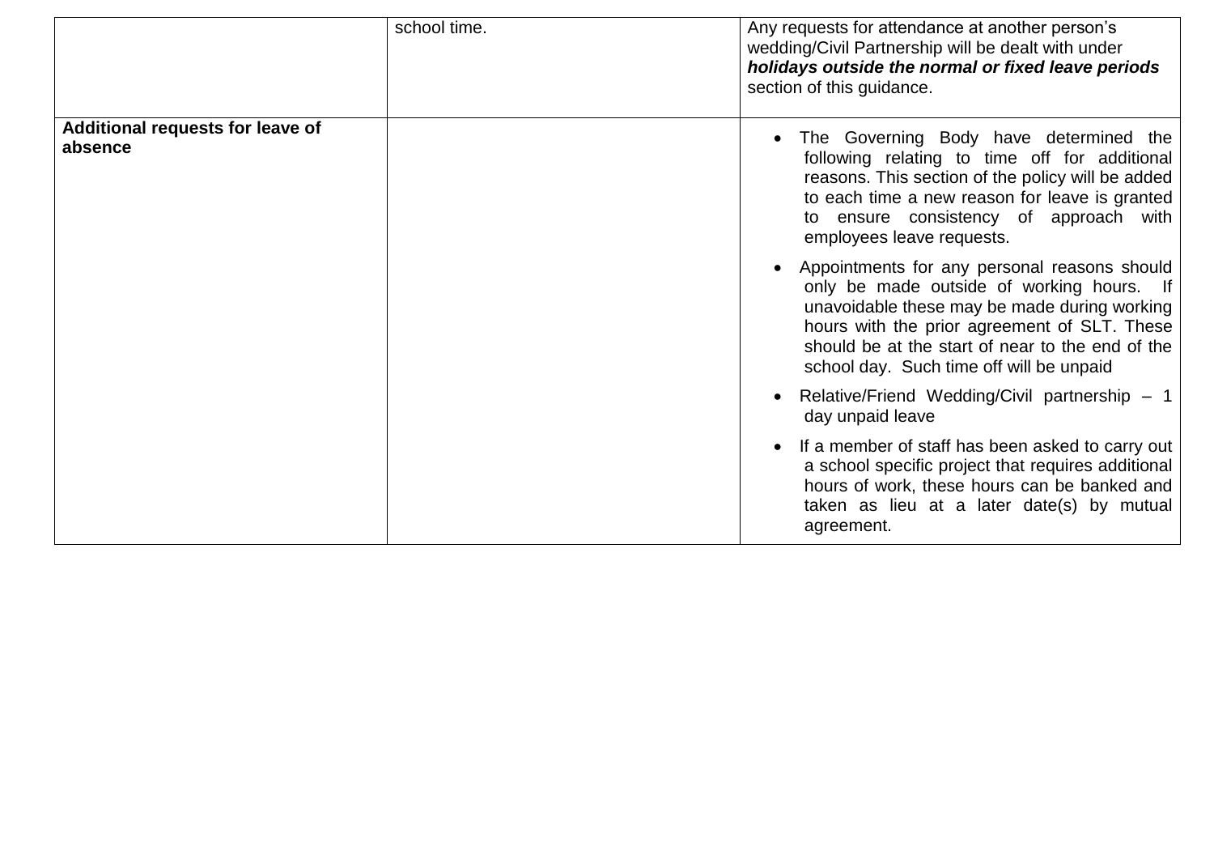| | | |
|---|---|---|
| | school time. | Any requests for attendance at another person's wedding/Civil Partnership will be dealt with under ***holidays outside the normal or fixed leave periods*** section of this guidance. |
| **Additional requests for leave of absence** | | • The Governing Body have determined the following relating to time off for additional reasons. This section of the policy will be added to each time a new reason for leave is granted to ensure consistency of approach with employees leave requests.<br>• Appointments for any personal reasons should only be made outside of working hours. If unavoidable these may be made during working hours with the prior agreement of SLT. These should be at the start of near to the end of the school day. Such time off will be unpaid<br>• Relative/Friend Wedding/Civil partnership – 1 day unpaid leave<br>• If a member of staff has been asked to carry out a school specific project that requires additional hours of work, these hours can be banked and taken as lieu at a later date(s) by mutual agreement. |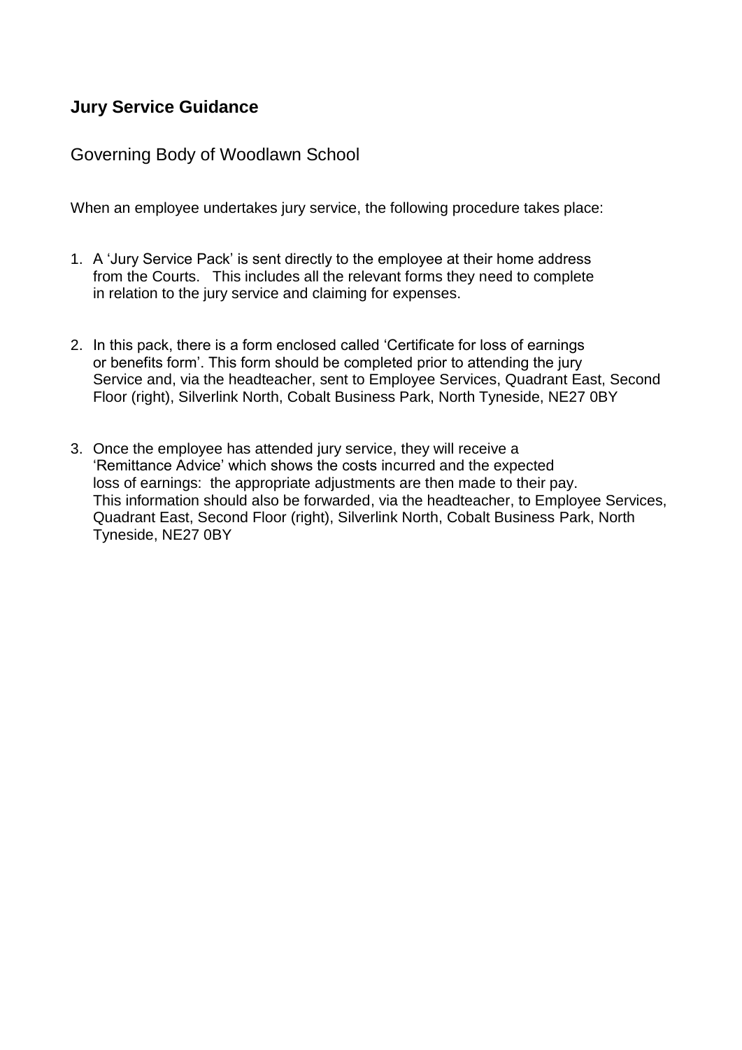## Jury Service Guidance

Governing Body of Woodlawn School

When an employee undertakes jury service, the following procedure takes place:

1. A 'Jury Service Pack' is sent directly to the employee at their home address from the Courts. This includes all the relevant forms they need to complete in relation to the jury service and claiming for expenses.

2. In this pack, there is a form enclosed called 'Certificate for loss of earnings or benefits form'. This form should be completed prior to attending the jury Service and, via the headteacher, sent to Employee Services, Quadrant East, Second Floor (right), Silverlink North, Cobalt Business Park, North Tyneside, NE27 0BY

3. Once the employee has attended jury service, they will receive a 'Remittance Advice' which shows the costs incurred and the expected loss of earnings: the appropriate adjustments are then made to their pay. This information should also be forwarded, via the headteacher, to Employee Services, Quadrant East, Second Floor (right), Silverlink North, Cobalt Business Park, North Tyneside, NE27 0BY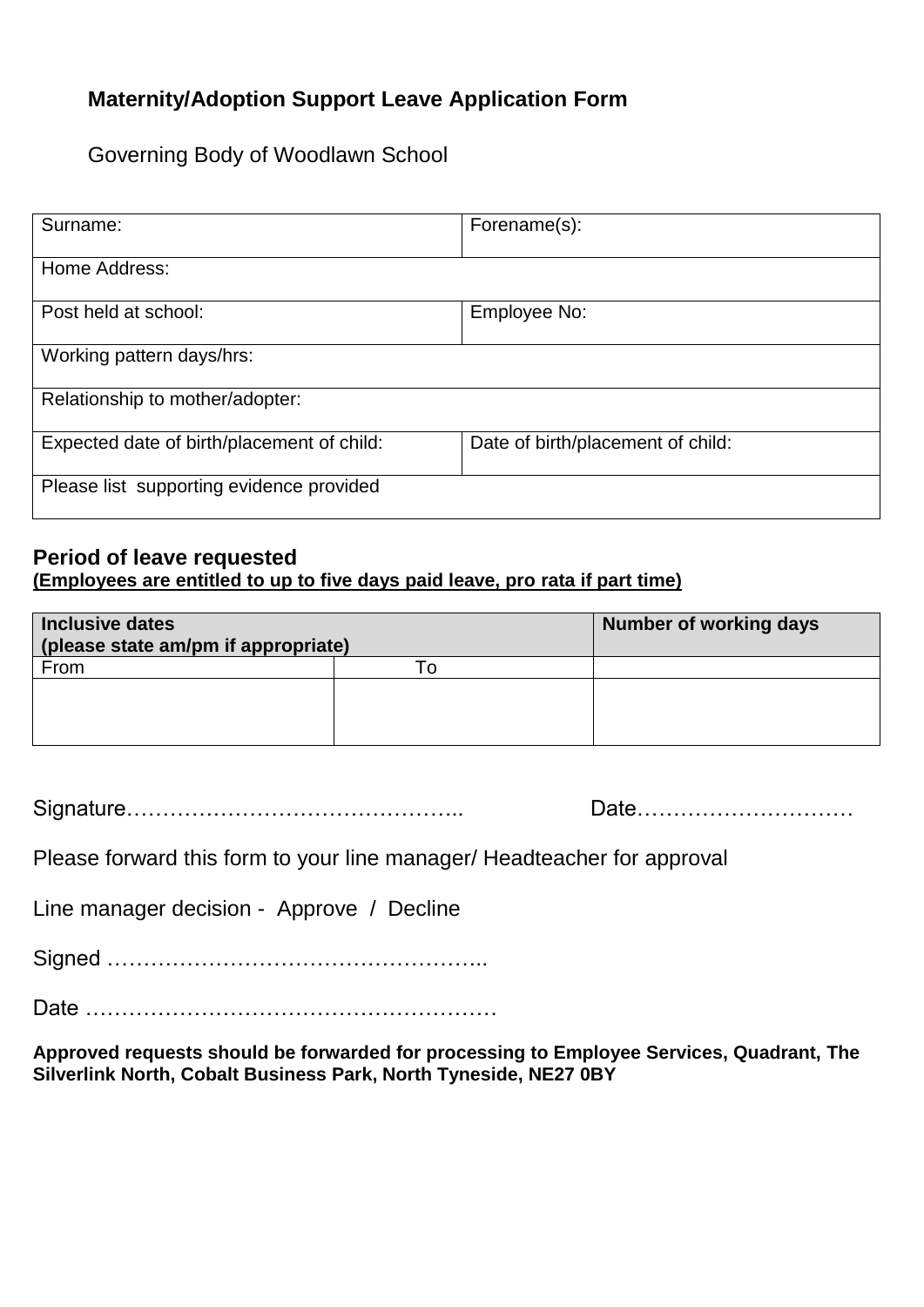**Maternity/Adoption Support Leave Application Form**

Governing Body of Woodlawn School

| Surname: | Forename(s): |
| --- | --- |
| Home Address: | |
| Post held at school: | Employee No: |
| Working pattern days/hrs: | |
| Relationship to mother/adopter: | |
| Expected date of birth/placement of child: | Date of birth/placement of child: |
| Please list supporting evidence provided | |

**Period of leave requested**
**(Employees are entitled to up to five days paid leave, pro rata if part time)**

| **Inclusive dates (please state am/pm if appropriate)** | | **Number of working days** |
| --- | --- | --- |
| From | To | |
| | | |

Signature……………………………………….. Date…………………………

Please forward this form to your line manager/ Headteacher for approval

Line manager decision - Approve / Decline

Signed ……………………………………………..

Date …………………………………………………

**Approved requests should be forwarded for processing to Employee Services, Quadrant, The Silverlink North, Cobalt Business Park, North Tyneside, NE27 0BY**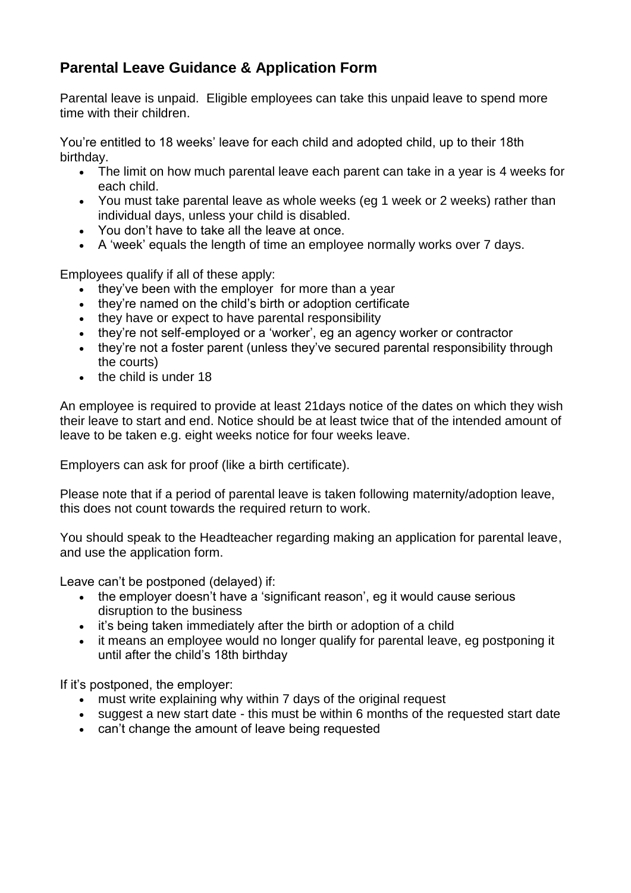## Parental Leave Guidance & Application Form

Parental leave is unpaid. Eligible employees can take this unpaid leave to spend more time with their children.

You're entitled to 18 weeks' leave for each child and adopted child, up to their 18th birthday.

- The limit on how much parental leave each parent can take in a year is 4 weeks for each child.
- You must take parental leave as whole weeks (eg 1 week or 2 weeks) rather than individual days, unless your child is disabled.
- You don't have to take all the leave at once.
- A 'week' equals the length of time an employee normally works over 7 days.

Employees qualify if all of these apply:

- they've been with the employer for more than a year
- they're named on the child's birth or adoption certificate
- they have or expect to have parental responsibility
- they're not self-employed or a 'worker', eg an agency worker or contractor
- they're not a foster parent (unless they've secured parental responsibility through the courts)
- the child is under 18

An employee is required to provide at least 21days notice of the dates on which they wish their leave to start and end. Notice should be at least twice that of the intended amount of leave to be taken e.g. eight weeks notice for four weeks leave.

Employers can ask for proof (like a birth certificate).

Please note that if a period of parental leave is taken following maternity/adoption leave, this does not count towards the required return to work.

You should speak to the Headteacher regarding making an application for parental leave, and use the application form.

Leave can't be postponed (delayed) if:

- the employer doesn't have a 'significant reason', eg it would cause serious disruption to the business
- it's being taken immediately after the birth or adoption of a child
- it means an employee would no longer qualify for parental leave, eg postponing it until after the child's 18th birthday

If it's postponed, the employer:

- must write explaining why within 7 days of the original request
- suggest a new start date - this must be within 6 months of the requested start date
- can't change the amount of leave being requested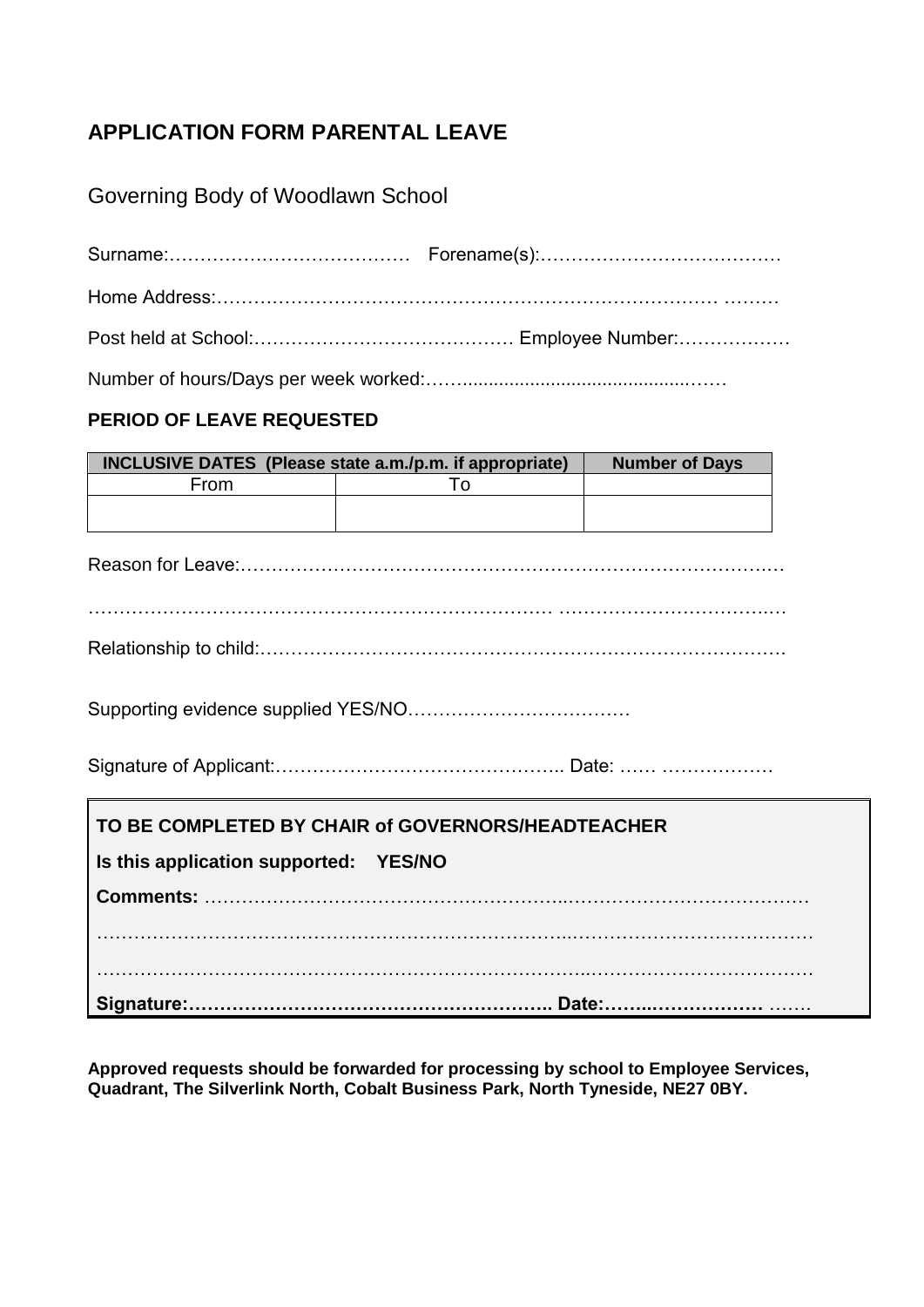## APPLICATION FORM PARENTAL LEAVE

Governing Body of Woodlawn School

Surname:………………………………… Forename(s):…………………………………

Home Address:………………………………………………………………………… ………

Post held at School:…………………………………… Employee Number:………………

Number of hours/Days per week worked:……..............................................……

**PERIOD OF LEAVE REQUESTED**

| INCLUSIVE DATES (Please state a.m./p.m. if appropriate) | | Number of Days |
|---|---|---|
| From | To | |
| | | |

Reason for Leave:……………………………………………………………………………….…

……………………………………………………………… ………………………………..…

Relationship to child:……………………………………………………………………….

Supporting evidence supplied YES/NO………………………………

Signature of Applicant:……………………………………….. Date: …… ………………

**TO BE COMPLETED BY CHAIR of GOVERNORS/HEADTEACHER**

**Is this application supported: YES/NO**

**Comments:** ………………………………………………..………………………………

…………………………………………………………………..……………………………….

…………………………………………………………………..……………………………….

**Signature:………………………………………………….. Date:……..………………** …….

**Approved requests should be forwarded for processing by school to Employee Services, Quadrant, The Silverlink North, Cobalt Business Park, North Tyneside, NE27 0BY.**